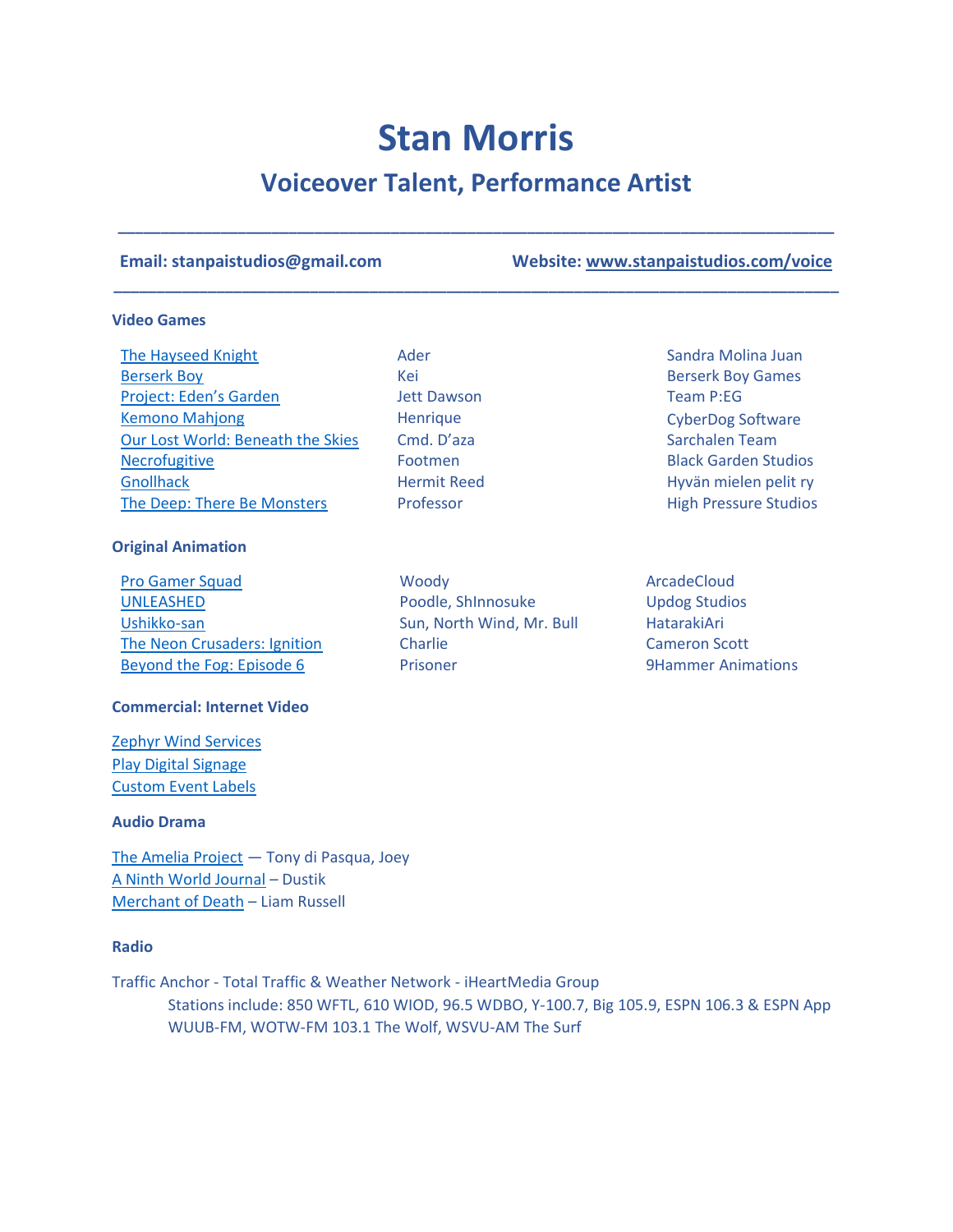# Stan Morris

## Voiceover Talent, Performance Artist

---

**Email: stanpaistudios@gmail.com** **Website: [www.stanpaistudios.com/voice](www.stanpaistudios.com/voice)**

---

### Video Games

| | | |
|---|---|---|
| The Hayseed Knight | Ader | Sandra Molina Juan |
| Berserk Boy | Kei | Berserk Boy Games |
| Project: Eden's Garden | Jett Dawson | Team P:EG |
| Kemono Mahjong | Henrique | CyberDog Software |
| Our Lost World: Beneath the Skies | Cmd. D'aza | Sarchalen Team |
| Necrofugitive | Footmen | Black Garden Studios |
| Gnollhack | Hermit Reed | Hyvän mielen pelit ry |
| The Deep: There Be Monsters | Professor | High Pressure Studios |

### Original Animation

| | | |
|---|---|---|
| Pro Gamer Squad | Woody | ArcadeCloud |
| UNLEASHED | Poodle, ShInnosuke | Updog Studios |
| Ushikko-san | Sun, North Wind, Mr. Bull | HatarakiAri |
| The Neon Crusaders: Ignition | Charlie | Cameron Scott |
| Beyond the Fog: Episode 6 | Prisoner | 9Hammer Animations |

### Commercial: Internet Video

Zephyr Wind Services
Play Digital Signage
Custom Event Labels

### Audio Drama

The Amelia Project — Tony di Pasqua, Joey
A Ninth World Journal – Dustik
Merchant of Death – Liam Russell

### Radio

Traffic Anchor - Total Traffic & Weather Network - iHeartMedia Group
Stations include: 850 WFTL, 610 WIOD, 96.5 WDBO, Y-100.7, Big 105.9, ESPN 106.3 & ESPN App WUUB-FM, WOTW-FM 103.1 The Wolf, WSVU-AM The Surf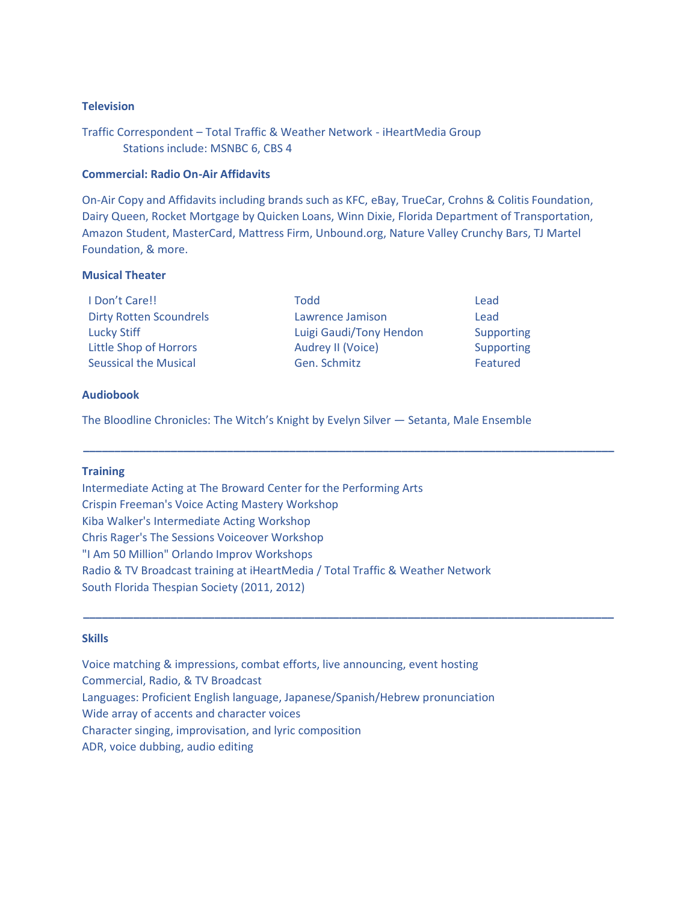### Television

Traffic Correspondent – Total Traffic & Weather Network - iHeartMedia Group
Stations include: MSNBC 6, CBS 4

### Commercial: Radio On-Air Affidavits

On-Air Copy and Affidavits including brands such as KFC, eBay, TrueCar, Crohns & Colitis Foundation, Dairy Queen, Rocket Mortgage by Quicken Loans, Winn Dixie, Florida Department of Transportation, Amazon Student, MasterCard, Mattress Firm, Unbound.org, Nature Valley Crunchy Bars, TJ Martel Foundation, & more.

### Musical Theater

| | | |
|---|---|---|
| I Don't Care!! | Todd | Lead |
| Dirty Rotten Scoundrels | Lawrence Jamison | Lead |
| Lucky Stiff | Luigi Gaudi/Tony Hendon | Supporting |
| Little Shop of Horrors | Audrey II (Voice) | Supporting |
| Seussical the Musical | Gen. Schmitz | Featured |

### Audiobook

The Bloodline Chronicles: The Witch's Knight by Evelyn Silver — Setanta, Male Ensemble

---

### Training

Intermediate Acting at The Broward Center for the Performing Arts
Crispin Freeman's Voice Acting Mastery Workshop
Kiba Walker's Intermediate Acting Workshop
Chris Rager's The Sessions Voiceover Workshop
"I Am 50 Million" Orlando Improv Workshops
Radio & TV Broadcast training at iHeartMedia / Total Traffic & Weather Network
South Florida Thespian Society (2011, 2012)

---

### Skills

Voice matching & impressions, combat efforts, live announcing, event hosting
Commercial, Radio, & TV Broadcast
Languages: Proficient English language, Japanese/Spanish/Hebrew pronunciation
Wide array of accents and character voices
Character singing, improvisation, and lyric composition
ADR, voice dubbing, audio editing